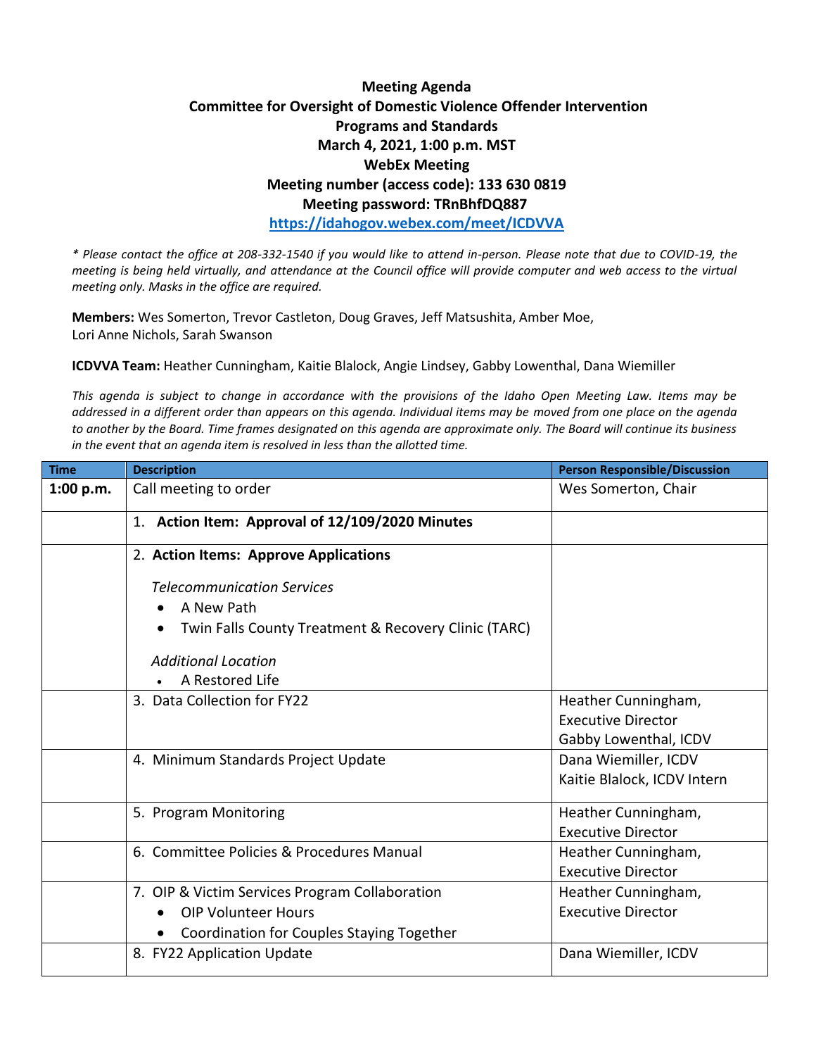**Meeting Agenda**
**Committee for Oversight of Domestic Violence Offender Intervention Programs and Standards**
**March 4, 2021, 1:00 p.m. MST**
**WebEx Meeting**
**Meeting number (access code): 133 630 0819**
**Meeting password: TRnBhfDQ887**
**https://idahogov.webex.com/meet/ICDVVA**

*\* Please contact the office at 208-332-1540 if you would like to attend in-person. Please note that due to COVID-19, the meeting is being held virtually, and attendance at the Council office will provide computer and web access to the virtual meeting only. Masks in the office are required.*

**Members:** Wes Somerton, Trevor Castleton, Doug Graves, Jeff Matsushita, Amber Moe, Lori Anne Nichols, Sarah Swanson

**ICDVVA Team:** Heather Cunningham, Kaitie Blalock, Angie Lindsey, Gabby Lowenthal, Dana Wiemiller

*This agenda is subject to change in accordance with the provisions of the Idaho Open Meeting Law. Items may be addressed in a different order than appears on this agenda. Individual items may be moved from one place on the agenda to another by the Board. Time frames designated on this agenda are approximate only. The Board will continue its business in the event that an agenda item is resolved in less than the allotted time.*

| Time | Description | Person Responsible/Discussion |
|---|---|---|
| **1:00 p.m.** | Call meeting to order | Wes Somerton, Chair |
| | 1. **Action Item: Approval of 12/109/2020 Minutes** | |
| | 2. **Action Items: Approve Applications**<br>*Telecommunication Services*<br>• A New Path<br>• Twin Falls County Treatment & Recovery Clinic (TARC)<br>*Additional Location*<br>• A Restored Life | |
| | 3. Data Collection for FY22 | Heather Cunningham, Executive Director<br>Gabby Lowenthal, ICDV |
| | 4. Minimum Standards Project Update | Dana Wiemiller, ICDV<br>Kaitie Blalock, ICDV Intern |
| | 5. Program Monitoring | Heather Cunningham, Executive Director |
| | 6. Committee Policies & Procedures Manual | Heather Cunningham, Executive Director |
| | 7. OIP & Victim Services Program Collaboration<br>• OIP Volunteer Hours<br>• Coordination for Couples Staying Together | Heather Cunningham, Executive Director |
| | 8. FY22 Application Update | Dana Wiemiller, ICDV |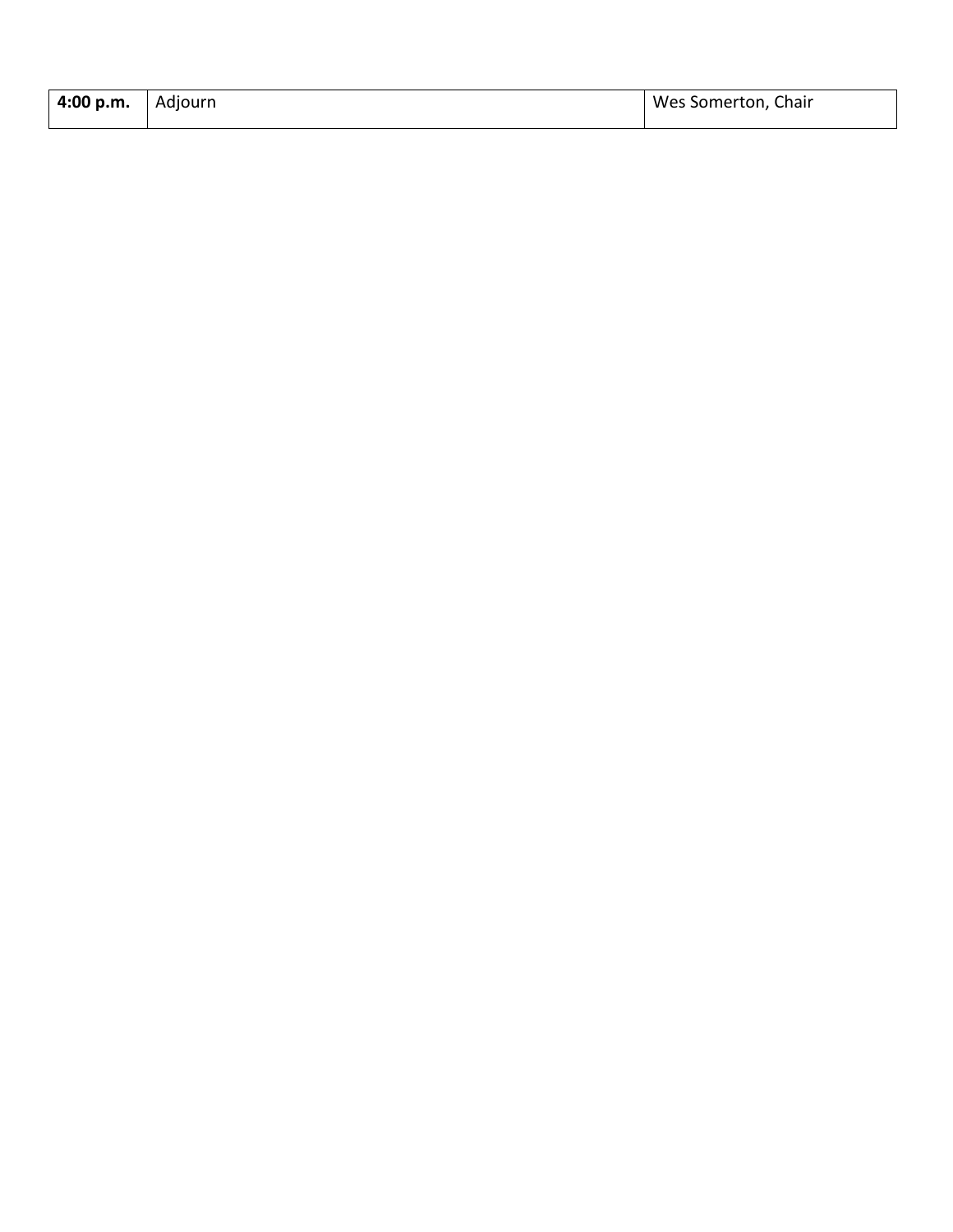| | | |
|---|---|---|
| **4:00 p.m.** | Adjourn | Wes Somerton, Chair |